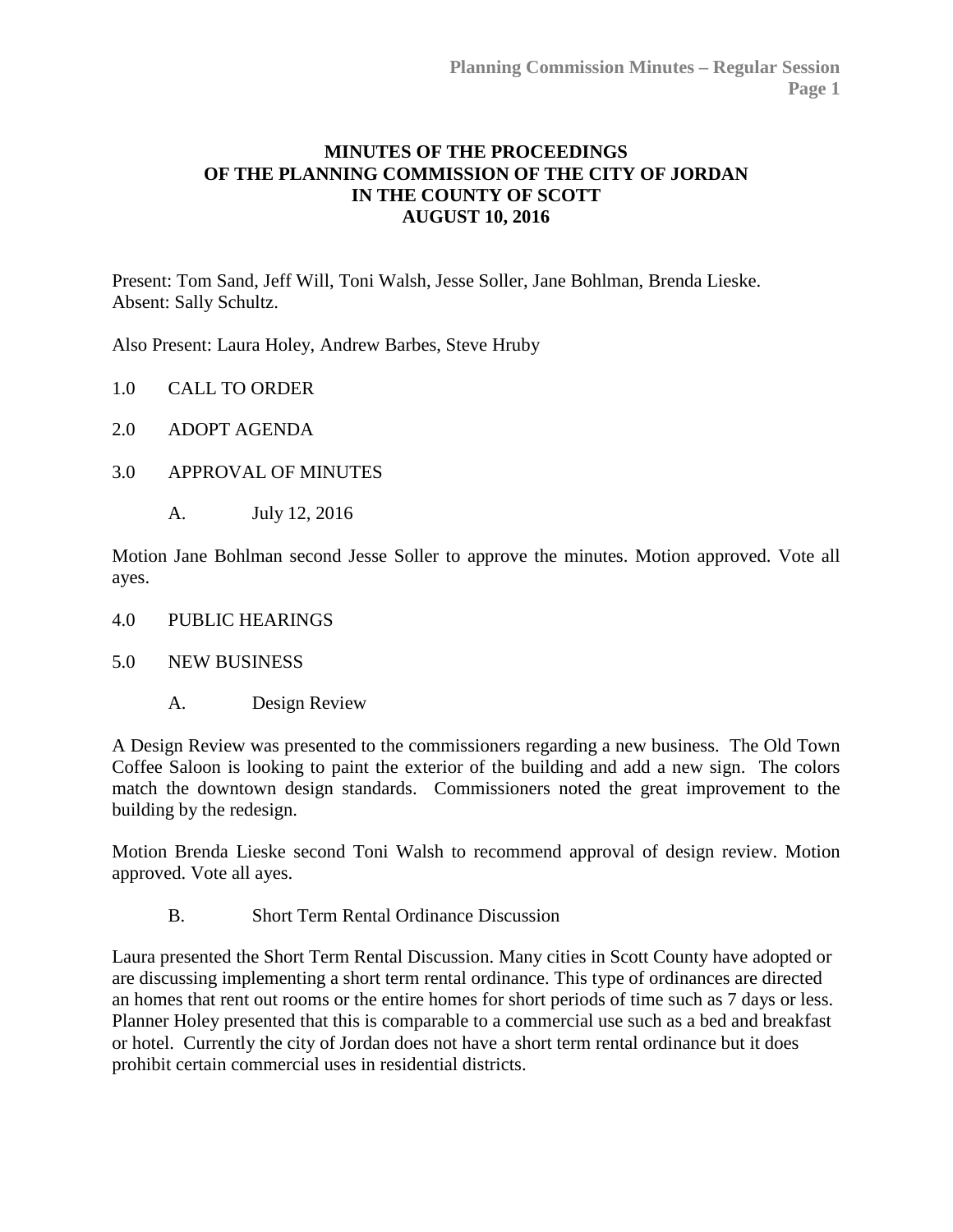**MINUTES OF THE PROCEEDINGS**
**OF THE PLANNING COMMISSION OF THE CITY OF JORDAN**
**IN THE COUNTY OF SCOTT**
**AUGUST 10, 2016**

Present: Tom Sand, Jeff Will, Toni Walsh, Jesse Soller, Jane Bohlman, Brenda Lieske.
Absent: Sally Schultz.

Also Present: Laura Holey, Andrew Barbes, Steve Hruby

1.0 CALL TO ORDER

2.0 ADOPT AGENDA

3.0 APPROVAL OF MINUTES

A. July 12, 2016

Motion Jane Bohlman second Jesse Soller to approve the minutes. Motion approved. Vote all ayes.

4.0 PUBLIC HEARINGS

5.0 NEW BUSINESS

A. Design Review

A Design Review was presented to the commissioners regarding a new business. The Old Town Coffee Saloon is looking to paint the exterior of the building and add a new sign. The colors match the downtown design standards. Commissioners noted the great improvement to the building by the redesign.

Motion Brenda Lieske second Toni Walsh to recommend approval of design review. Motion approved. Vote all ayes.

B. Short Term Rental Ordinance Discussion

Laura presented the Short Term Rental Discussion. Many cities in Scott County have adopted or are discussing implementing a short term rental ordinance. This type of ordinances are directed an homes that rent out rooms or the entire homes for short periods of time such as 7 days or less. Planner Holey presented that this is comparable to a commercial use such as a bed and breakfast or hotel. Currently the city of Jordan does not have a short term rental ordinance but it does prohibit certain commercial uses in residential districts.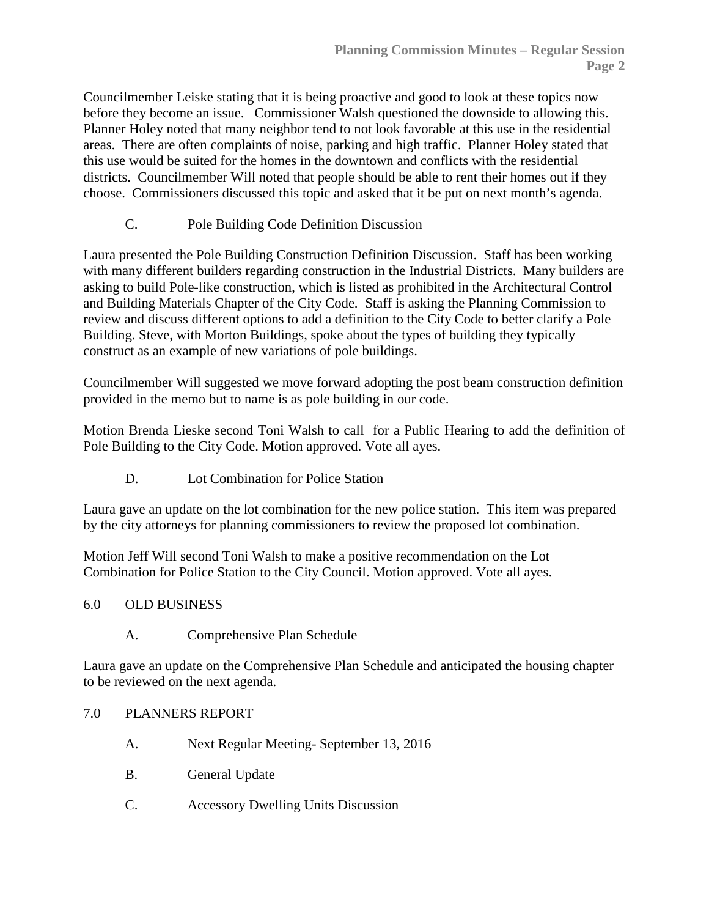Councilmember Leiske stating that it is being proactive and good to look at these topics now before they become an issue. Commissioner Walsh questioned the downside to allowing this. Planner Holey noted that many neighbor tend to not look favorable at this use in the residential areas. There are often complaints of noise, parking and high traffic. Planner Holey stated that this use would be suited for the homes in the downtown and conflicts with the residential districts. Councilmember Will noted that people should be able to rent their homes out if they choose. Commissioners discussed this topic and asked that it be put on next month's agenda.

C. Pole Building Code Definition Discussion

Laura presented the Pole Building Construction Definition Discussion. Staff has been working with many different builders regarding construction in the Industrial Districts. Many builders are asking to build Pole-like construction, which is listed as prohibited in the Architectural Control and Building Materials Chapter of the City Code. Staff is asking the Planning Commission to review and discuss different options to add a definition to the City Code to better clarify a Pole Building. Steve, with Morton Buildings, spoke about the types of building they typically construct as an example of new variations of pole buildings.

Councilmember Will suggested we move forward adopting the post beam construction definition provided in the memo but to name is as pole building in our code.

Motion Brenda Lieske second Toni Walsh to call for a Public Hearing to add the definition of Pole Building to the City Code. Motion approved. Vote all ayes.

D. Lot Combination for Police Station

Laura gave an update on the lot combination for the new police station. This item was prepared by the city attorneys for planning commissioners to review the proposed lot combination.

Motion Jeff Will second Toni Walsh to make a positive recommendation on the Lot Combination for Police Station to the City Council. Motion approved. Vote all ayes.

## 6.0 OLD BUSINESS

A. Comprehensive Plan Schedule

Laura gave an update on the Comprehensive Plan Schedule and anticipated the housing chapter to be reviewed on the next agenda.

## 7.0 PLANNERS REPORT

A. Next Regular Meeting- September 13, 2016

B. General Update

C. Accessory Dwelling Units Discussion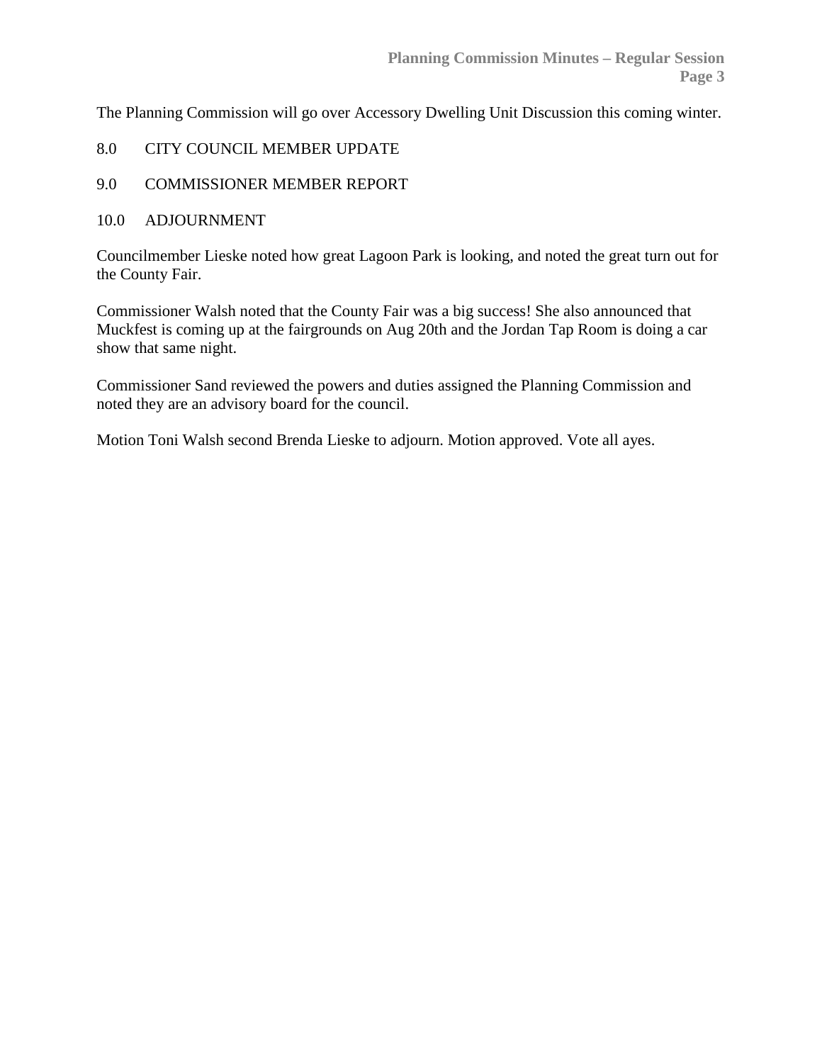The Planning Commission will go over Accessory Dwelling Unit Discussion this coming winter.

## 8.0 CITY COUNCIL MEMBER UPDATE

## 9.0 COMMISSIONER MEMBER REPORT

## 10.0 ADJOURNMENT

Councilmember Lieske noted how great Lagoon Park is looking, and noted the great turn out for the County Fair.

Commissioner Walsh noted that the County Fair was a big success! She also announced that Muckfest is coming up at the fairgrounds on Aug 20th and the Jordan Tap Room is doing a car show that same night.

Commissioner Sand reviewed the powers and duties assigned the Planning Commission and noted they are an advisory board for the council.

Motion Toni Walsh second Brenda Lieske to adjourn. Motion approved. Vote all ayes.